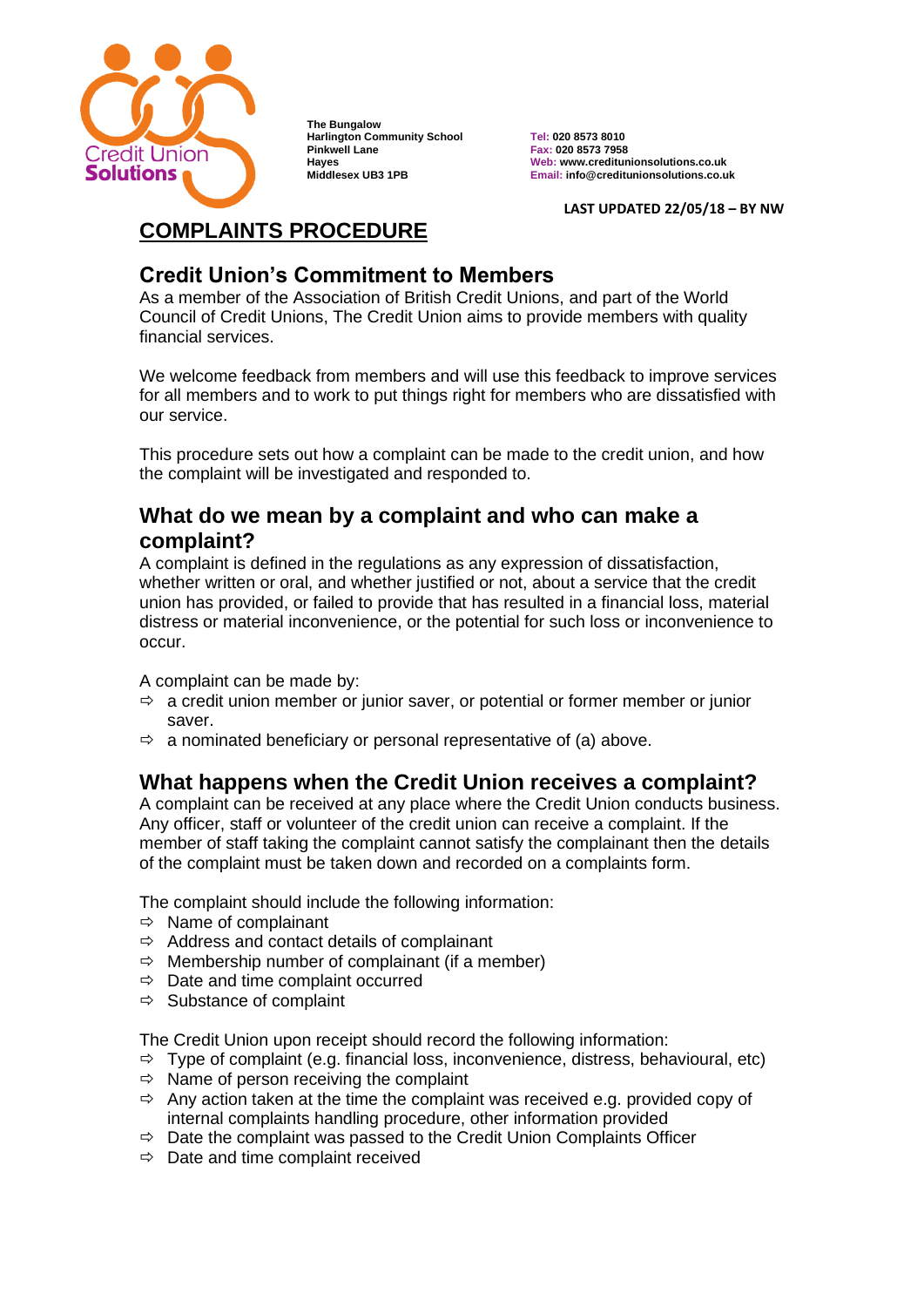Credit Union **Solutions**

**The Bungalow**
**Harlington Community School**
**Pinkwell Lane**
**Hayes**
**Middlesex UB3 1PB**

**Tel: 020 8573 8010**
**Fax: 020 8573 7958**
**Web: www.creditunionsolutions.co.uk**
**Email: info@creditunionsolutions.co.uk**

**LAST UPDATED 22/05/18 – BY NW**

# COMPLAINTS PROCEDURE

## Credit Union's Commitment to Members

As a member of the Association of British Credit Unions, and part of the World Council of Credit Unions, The Credit Union aims to provide members with quality financial services.

We welcome feedback from members and will use this feedback to improve services for all members and to work to put things right for members who are dissatisfied with our service.

This procedure sets out how a complaint can be made to the credit union, and how the complaint will be investigated and responded to.

## What do we mean by a complaint and who can make a complaint?

A complaint is defined in the regulations as any expression of dissatisfaction, whether written or oral, and whether justified or not, about a service that the credit union has provided, or failed to provide that has resulted in a financial loss, material distress or material inconvenience, or the potential for such loss or inconvenience to occur.

A complaint can be made by:

- a credit union member or junior saver, or potential or former member or junior saver.
- a nominated beneficiary or personal representative of (a) above.

## What happens when the Credit Union receives a complaint?

A complaint can be received at any place where the Credit Union conducts business. Any officer, staff or volunteer of the credit union can receive a complaint. If the member of staff taking the complaint cannot satisfy the complainant then the details of the complaint must be taken down and recorded on a complaints form.

The complaint should include the following information:

- Name of complainant
- Address and contact details of complainant
- Membership number of complainant (if a member)
- Date and time complaint occurred
- Substance of complaint

The Credit Union upon receipt should record the following information:

- Type of complaint (e.g. financial loss, inconvenience, distress, behavioural, etc)
- Name of person receiving the complaint
- Any action taken at the time the complaint was received e.g. provided copy of internal complaints handling procedure, other information provided
- Date the complaint was passed to the Credit Union Complaints Officer
- Date and time complaint received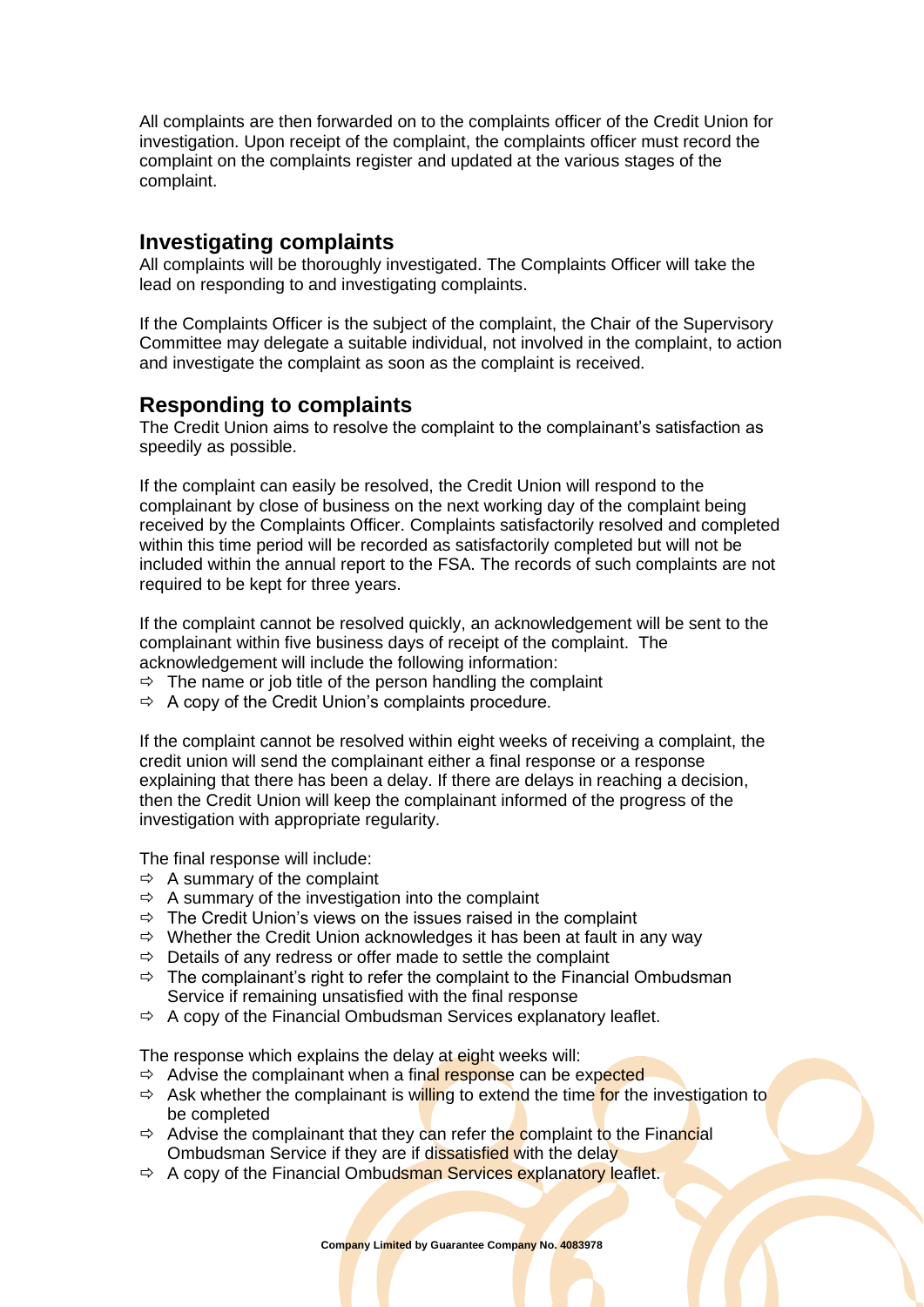All complaints are then forwarded on to the complaints officer of the Credit Union for investigation. Upon receipt of the complaint, the complaints officer must record the complaint on the complaints register and updated at the various stages of the complaint.

## Investigating complaints

All complaints will be thoroughly investigated. The Complaints Officer will take the lead on responding to and investigating complaints.

If the Complaints Officer is the subject of the complaint, the Chair of the Supervisory Committee may delegate a suitable individual, not involved in the complaint, to action and investigate the complaint as soon as the complaint is received.

## Responding to complaints

The Credit Union aims to resolve the complaint to the complainant's satisfaction as speedily as possible.

If the complaint can easily be resolved, the Credit Union will respond to the complainant by close of business on the next working day of the complaint being received by the Complaints Officer. Complaints satisfactorily resolved and completed within this time period will be recorded as satisfactorily completed but will not be included within the annual report to the FSA. The records of such complaints are not required to be kept for three years.

If the complaint cannot be resolved quickly, an acknowledgement will be sent to the complainant within five business days of receipt of the complaint. The acknowledgement will include the following information:

- ⇨ The name or job title of the person handling the complaint
- ⇨ A copy of the Credit Union's complaints procedure.

If the complaint cannot be resolved within eight weeks of receiving a complaint, the credit union will send the complainant either a final response or a response explaining that there has been a delay. If there are delays in reaching a decision, then the Credit Union will keep the complainant informed of the progress of the investigation with appropriate regularity.

The final response will include:

- ⇨ A summary of the complaint
- ⇨ A summary of the investigation into the complaint
- ⇨ The Credit Union's views on the issues raised in the complaint
- ⇨ Whether the Credit Union acknowledges it has been at fault in any way
- ⇨ Details of any redress or offer made to settle the complaint
- ⇨ The complainant's right to refer the complaint to the Financial Ombudsman Service if remaining unsatisfied with the final response
- ⇨ A copy of the Financial Ombudsman Services explanatory leaflet.

The response which explains the delay at eight weeks will:

- ⇨ Advise the complainant when a final response can be expected
- ⇨ Ask whether the complainant is willing to extend the time for the investigation to be completed
- ⇨ Advise the complainant that they can refer the complaint to the Financial Ombudsman Service if they are if dissatisfied with the delay
- ⇨ A copy of the Financial Ombudsman Services explanatory leaflet.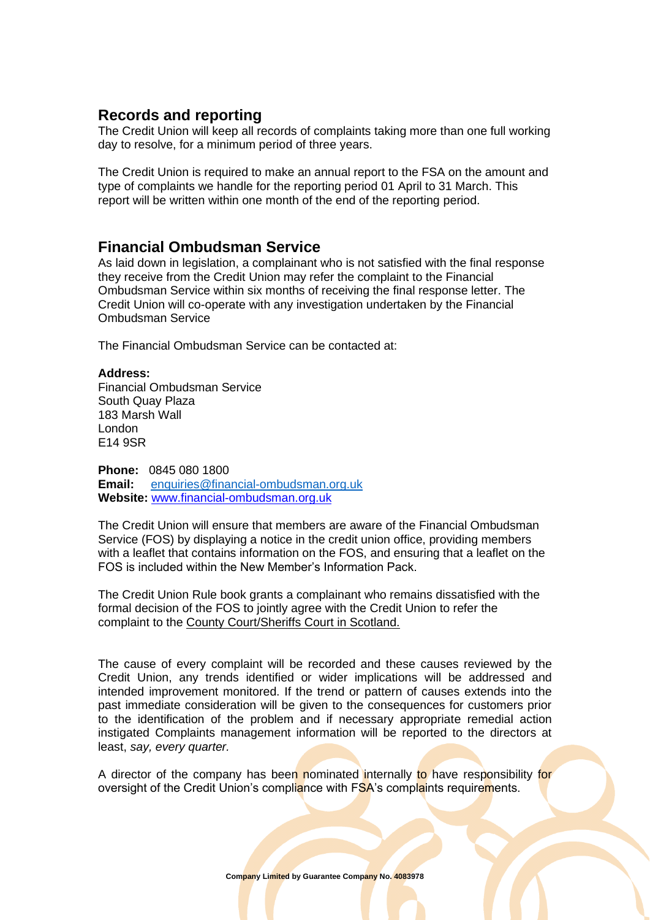## Records and reporting

The Credit Union will keep all records of complaints taking more than one full working day to resolve, for a minimum period of three years.

The Credit Union is required to make an annual report to the FSA on the amount and type of complaints we handle for the reporting period 01 April to 31 March. This report will be written within one month of the end of the reporting period.

## Financial Ombudsman Service

As laid down in legislation, a complainant who is not satisfied with the final response they receive from the Credit Union may refer the complaint to the Financial Ombudsman Service within six months of receiving the final response letter. The Credit Union will co-operate with any investigation undertaken by the Financial Ombudsman Service

The Financial Ombudsman Service can be contacted at:

**Address:**
Financial Ombudsman Service
South Quay Plaza
183 Marsh Wall
London
E14 9SR

**Phone:** 0845 080 1800
**Email:** enquiries@financial-ombudsman.org.uk
**Website:** www.financial-ombudsman.org.uk

The Credit Union will ensure that members are aware of the Financial Ombudsman Service (FOS) by displaying a notice in the credit union office, providing members with a leaflet that contains information on the FOS, and ensuring that a leaflet on the FOS is included within the New Member's Information Pack.

The Credit Union Rule book grants a complainant who remains dissatisfied with the formal decision of the FOS to jointly agree with the Credit Union to refer the complaint to the County Court/Sheriffs Court in Scotland.

The cause of every complaint will be recorded and these causes reviewed by the Credit Union, any trends identified or wider implications will be addressed and intended improvement monitored. If the trend or pattern of causes extends into the past immediate consideration will be given to the consequences for customers prior to the identification of the problem and if necessary appropriate remedial action instigated Complaints management information will be reported to the directors at least, *say, every quarter.*

A director of the company has been nominated internally to have responsibility for oversight of the Credit Union's compliance with FSA's complaints requirements.

Company Limited by Guarantee Company No. 4083978